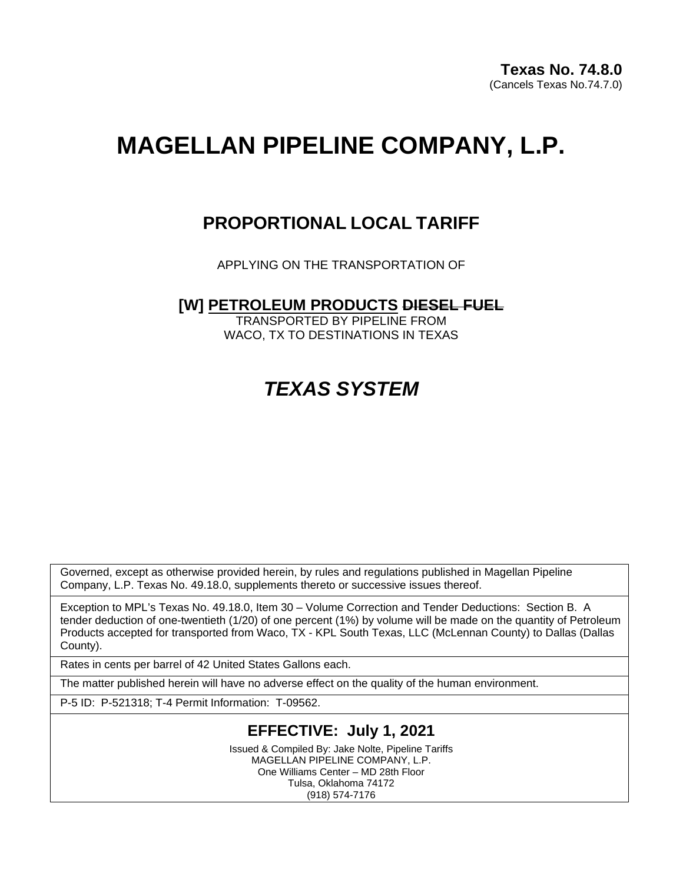**Texas No. 74.8.0**
(Cancels Texas No.74.7.0)

# MAGELLAN PIPELINE COMPANY, L.P.

## PROPORTIONAL LOCAL TARIFF

APPLYING ON THE TRANSPORTATION OF

### [W] PETROLEUM PRODUCTS ~~DIESEL FUEL~~

TRANSPORTED BY PIPELINE FROM
WACO, TX TO DESTINATIONS IN TEXAS

## *TEXAS SYSTEM*

Governed, except as otherwise provided herein, by rules and regulations published in Magellan Pipeline Company, L.P. Texas No. 49.18.0, supplements thereto or successive issues thereof.

Exception to MPL's Texas No. 49.18.0, Item 30 – Volume Correction and Tender Deductions: Section B. A tender deduction of one-twentieth (1/20) of one percent (1%) by volume will be made on the quantity of Petroleum Products accepted for transported from Waco, TX - KPL South Texas, LLC (McLennan County) to Dallas (Dallas County).

Rates in cents per barrel of 42 United States Gallons each.

The matter published herein will have no adverse effect on the quality of the human environment.

P-5 ID: P-521318; T-4 Permit Information: T-09562.

### EFFECTIVE: July 1, 2021

Issued & Compiled By: Jake Nolte, Pipeline Tariffs
MAGELLAN PIPELINE COMPANY, L.P.
One Williams Center – MD 28th Floor
Tulsa, Oklahoma 74172
(918) 574-7176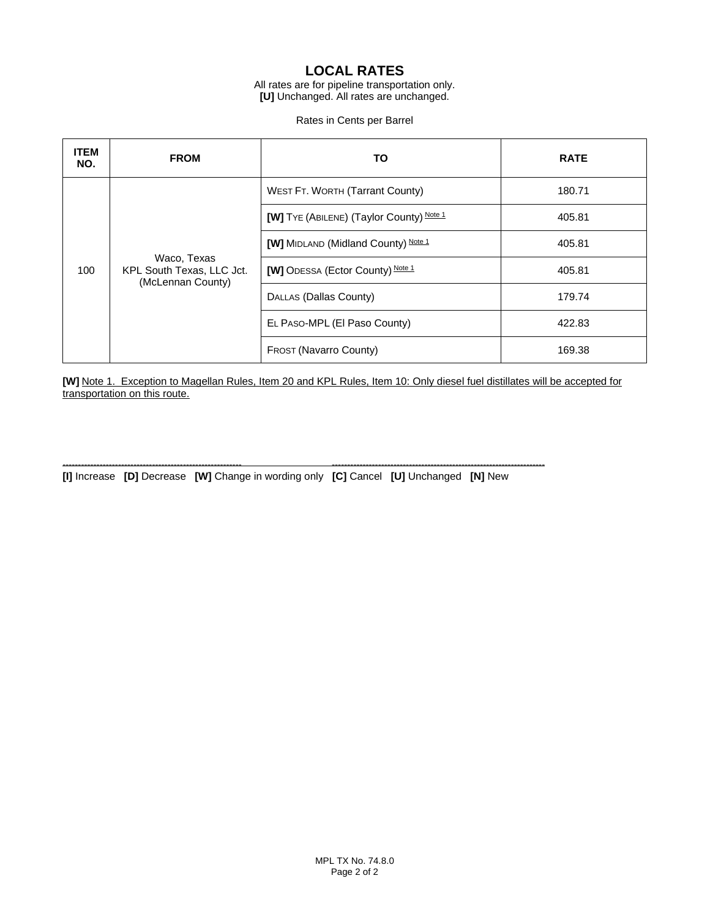# LOCAL RATES

All rates are for pipeline transportation only.
**[U]** Unchanged. All rates are unchanged.

Rates in Cents per Barrel

| ITEM NO. | FROM | TO | RATE |
|---|---|---|---|
| 100 | Waco, Texas KPL South Texas, LLC Jct. (McLennan County) | WEST FT. WORTH (Tarrant County) | 180.71 |
| | | **[W]** TYE (ABILENE) (Taylor County) Note 1 | 405.81 |
| | | **[W]** MIDLAND (Midland County) Note 1 | 405.81 |
| | | **[W]** ODESSA (Ector County) Note 1 | 405.81 |
| | | DALLAS (Dallas County) | 179.74 |
| | | EL PASO-MPL (El Paso County) | 422.83 |
| | | FROST (Navarro County) | 169.38 |

**[W]** Note 1. Exception to Magellan Rules, Item 20 and KPL Rules, Item 10: Only diesel fuel distillates will be accepted for transportation on this route.

---

**[I]** Increase **[D]** Decrease **[W]** Change in wording only **[C]** Cancel **[U]** Unchanged **[N]** New

MPL TX No. 74.8.0